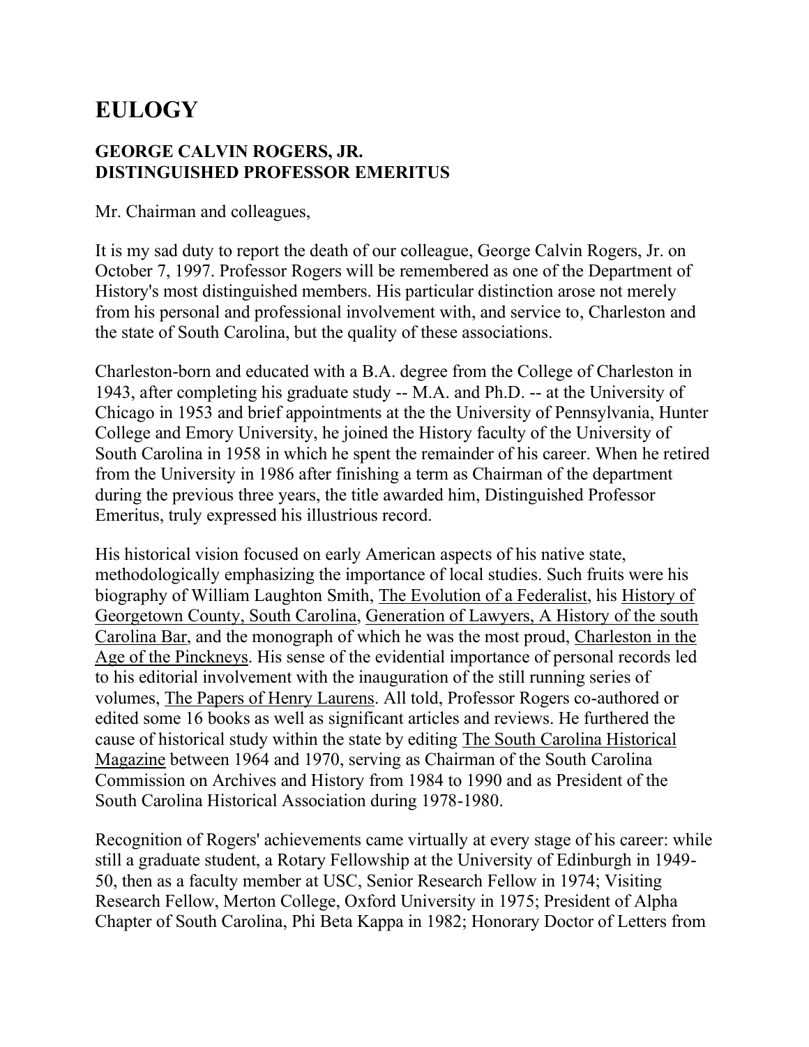# EULOGY

### GEORGE CALVIN ROGERS, JR.
### DISTINGUISHED PROFESSOR EMERITUS

Mr. Chairman and colleagues,

It is my sad duty to report the death of our colleague, George Calvin Rogers, Jr. on October 7, 1997. Professor Rogers will be remembered as one of the Department of History's most distinguished members. His particular distinction arose not merely from his personal and professional involvement with, and service to, Charleston and the state of South Carolina, but the quality of these associations.

Charleston-born and educated with a B.A. degree from the College of Charleston in 1943, after completing his graduate study -- M.A. and Ph.D. -- at the University of Chicago in 1953 and brief appointments at the the University of Pennsylvania, Hunter College and Emory University, he joined the History faculty of the University of South Carolina in 1958 in which he spent the remainder of his career. When he retired from the University in 1986 after finishing a term as Chairman of the department during the previous three years, the title awarded him, Distinguished Professor Emeritus, truly expressed his illustrious record.

His historical vision focused on early American aspects of his native state, methodologically emphasizing the importance of local studies. Such fruits were his biography of William Laughton Smith, The Evolution of a Federalist, his History of Georgetown County, South Carolina, Generation of Lawyers, A History of the south Carolina Bar, and the monograph of which he was the most proud, Charleston in the Age of the Pinckneys. His sense of the evidential importance of personal records led to his editorial involvement with the inauguration of the still running series of volumes, The Papers of Henry Laurens. All told, Professor Rogers co-authored or edited some 16 books as well as significant articles and reviews. He furthered the cause of historical study within the state by editing The South Carolina Historical Magazine between 1964 and 1970, serving as Chairman of the South Carolina Commission on Archives and History from 1984 to 1990 and as President of the South Carolina Historical Association during 1978-1980.

Recognition of Rogers' achievements came virtually at every stage of his career: while still a graduate student, a Rotary Fellowship at the University of Edinburgh in 1949-50, then as a faculty member at USC, Senior Research Fellow in 1974; Visiting Research Fellow, Merton College, Oxford University in 1975; President of Alpha Chapter of South Carolina, Phi Beta Kappa in 1982; Honorary Doctor of Letters from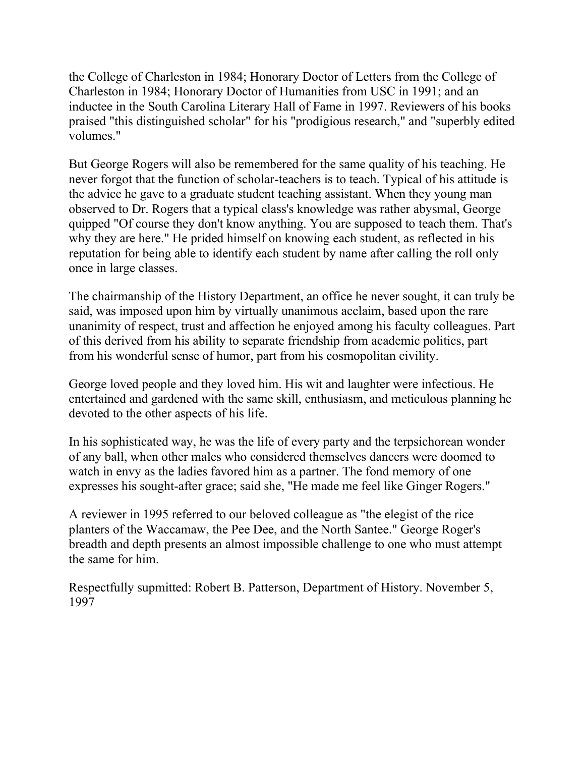the College of Charleston in 1984; Honorary Doctor of Letters from the College of Charleston in 1984; Honorary Doctor of Humanities from USC in 1991; and an inductee in the South Carolina Literary Hall of Fame in 1997. Reviewers of his books praised "this distinguished scholar" for his "prodigious research," and "superbly edited volumes."

But George Rogers will also be remembered for the same quality of his teaching. He never forgot that the function of scholar-teachers is to teach. Typical of his attitude is the advice he gave to a graduate student teaching assistant. When they young man observed to Dr. Rogers that a typical class's knowledge was rather abysmal, George quipped "Of course they don't know anything. You are supposed to teach them. That's why they are here." He prided himself on knowing each student, as reflected in his reputation for being able to identify each student by name after calling the roll only once in large classes.

The chairmanship of the History Department, an office he never sought, it can truly be said, was imposed upon him by virtually unanimous acclaim, based upon the rare unanimity of respect, trust and affection he enjoyed among his faculty colleagues. Part of this derived from his ability to separate friendship from academic politics, part from his wonderful sense of humor, part from his cosmopolitan civility.

George loved people and they loved him. His wit and laughter were infectious. He entertained and gardened with the same skill, enthusiasm, and meticulous planning he devoted to the other aspects of his life.

In his sophisticated way, he was the life of every party and the terpsichorean wonder of any ball, when other males who considered themselves dancers were doomed to watch in envy as the ladies favored him as a partner. The fond memory of one expresses his sought-after grace; said she, "He made me feel like Ginger Rogers."

A reviewer in 1995 referred to our beloved colleague as "the elegist of the rice planters of the Waccamaw, the Pee Dee, and the North Santee." George Roger's breadth and depth presents an almost impossible challenge to one who must attempt the same for him.

Respectfully supmitted: Robert B. Patterson, Department of History. November 5, 1997